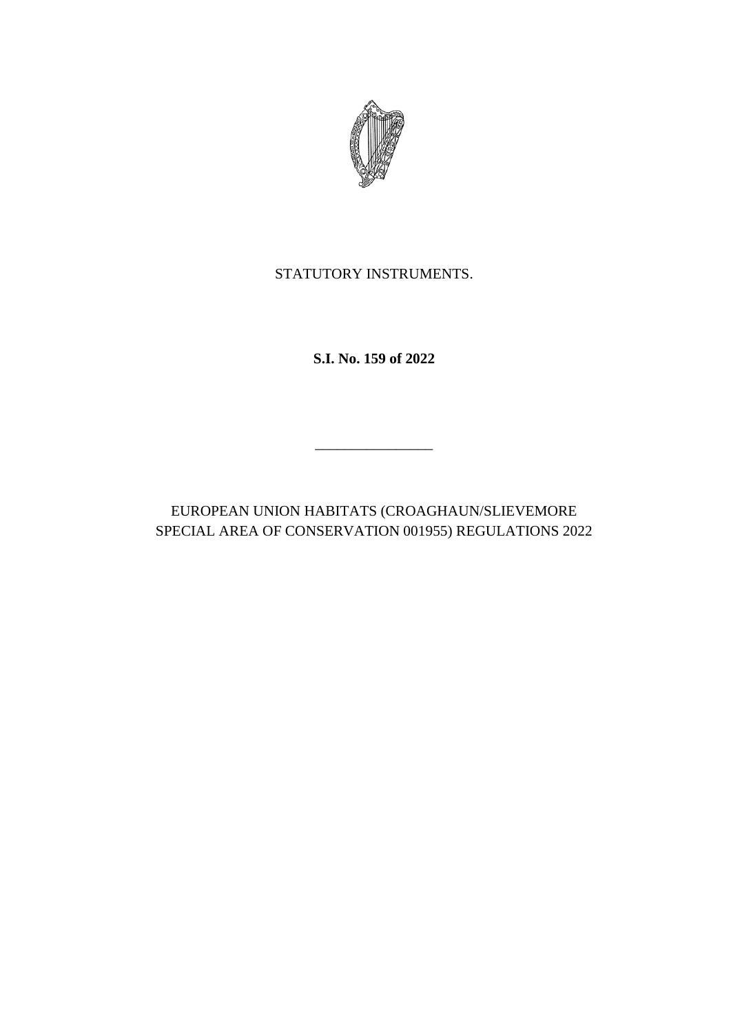STATUTORY INSTRUMENTS.

**S.I. No. 159 of 2022**

---

EUROPEAN UNION HABITATS (CROAGHAUN/SLIEVEMORE SPECIAL AREA OF CONSERVATION 001955) REGULATIONS 2022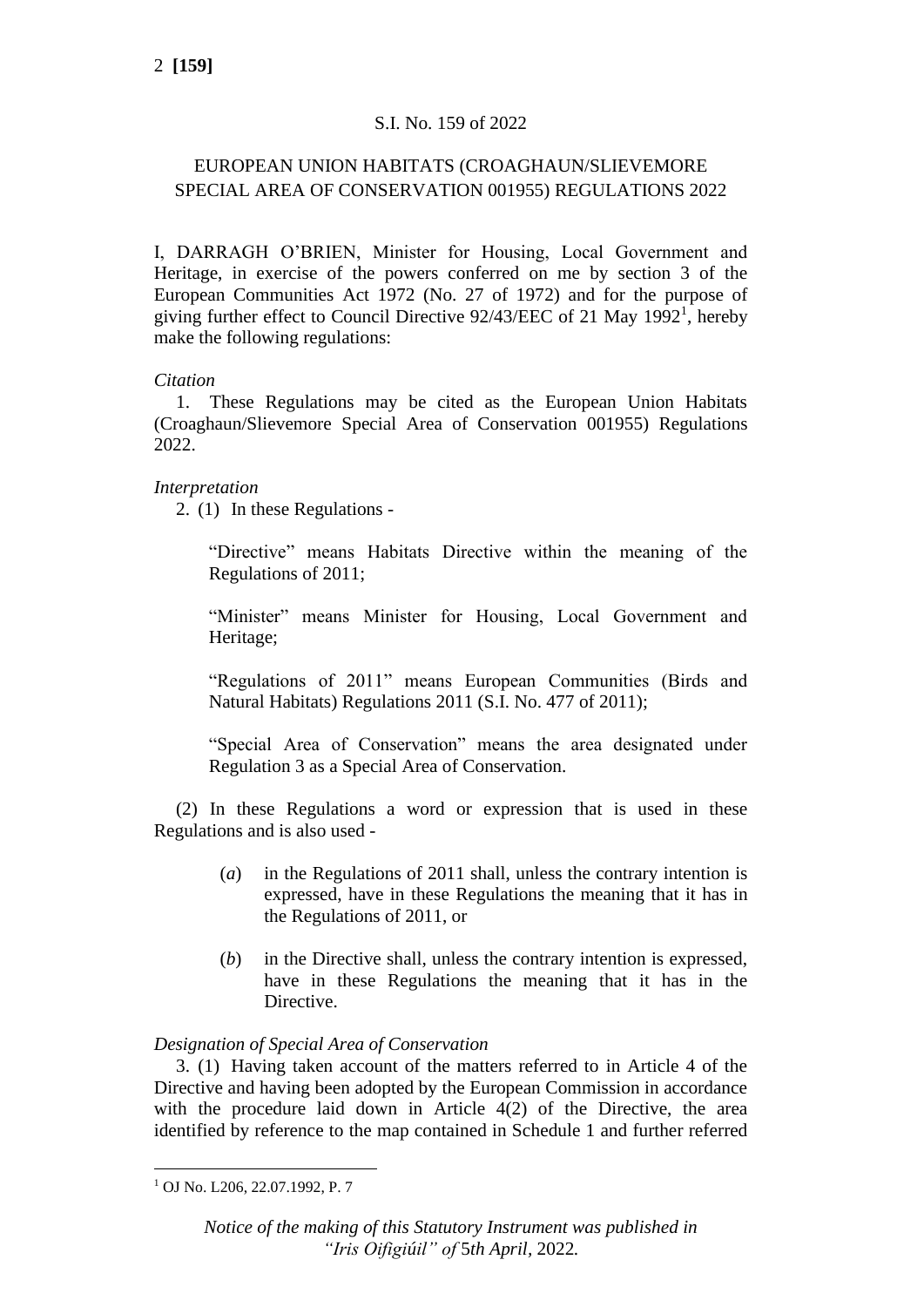S.I. No. 159 of 2022

# EUROPEAN UNION HABITATS (CROAGHAUN/SLIEVEMORE SPECIAL AREA OF CONSERVATION 001955) REGULATIONS 2022

I, DARRAGH O'BRIEN, Minister for Housing, Local Government and Heritage, in exercise of the powers conferred on me by section 3 of the European Communities Act 1972 (No. 27 of 1972) and for the purpose of giving further effect to Council Directive 92/43/EEC of 21 May 1992[1], hereby make the following regulations:

*Citation*

1. These Regulations may be cited as the European Union Habitats (Croaghaun/Slievemore Special Area of Conservation 001955) Regulations 2022.

*Interpretation*

2. (1) In these Regulations -

"Directive" means Habitats Directive within the meaning of the Regulations of 2011;

"Minister" means Minister for Housing, Local Government and Heritage;

"Regulations of 2011" means European Communities (Birds and Natural Habitats) Regulations 2011 (S.I. No. 477 of 2011);

"Special Area of Conservation" means the area designated under Regulation 3 as a Special Area of Conservation.

(2) In these Regulations a word or expression that is used in these Regulations and is also used -

(*a*) in the Regulations of 2011 shall, unless the contrary intention is expressed, have in these Regulations the meaning that it has in the Regulations of 2011, or

(*b*) in the Directive shall, unless the contrary intention is expressed, have in these Regulations the meaning that it has in the Directive.

*Designation of Special Area of Conservation*

3. (1) Having taken account of the matters referred to in Article 4 of the Directive and having been adopted by the European Commission in accordance with the procedure laid down in Article 4(2) of the Directive, the area identified by reference to the map contained in Schedule 1 and further referred

[1] OJ No. L206, 22.07.1992, P. 7

*Notice of the making of this Statutory Instrument was published in "Iris Oifigiúil" of 5th April, 2022.*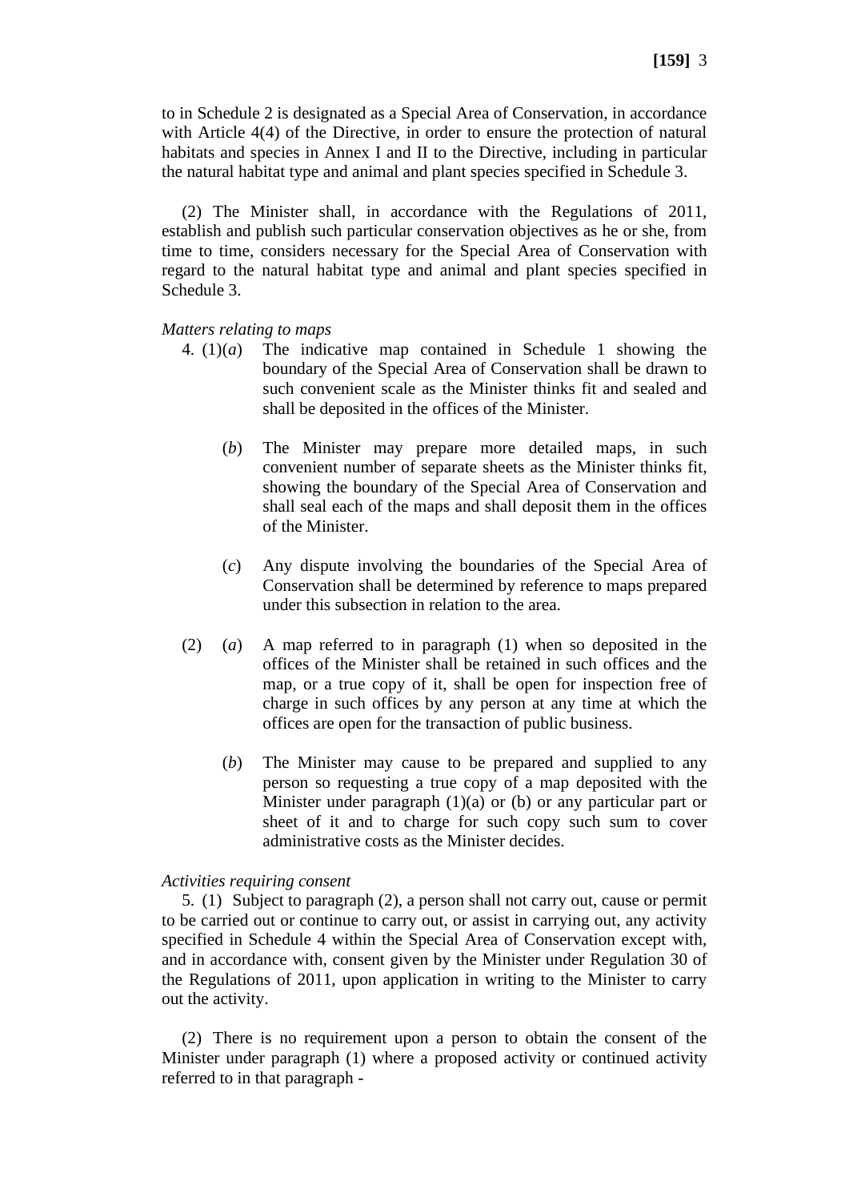to in Schedule 2 is designated as a Special Area of Conservation, in accordance with Article 4(4) of the Directive, in order to ensure the protection of natural habitats and species in Annex I and II to the Directive, including in particular the natural habitat type and animal and plant species specified in Schedule 3.

(2) The Minister shall, in accordance with the Regulations of 2011, establish and publish such particular conservation objectives as he or she, from time to time, considers necessary for the Special Area of Conservation with regard to the natural habitat type and animal and plant species specified in Schedule 3.

*Matters relating to maps*

4. (1)(*a*) The indicative map contained in Schedule 1 showing the boundary of the Special Area of Conservation shall be drawn to such convenient scale as the Minister thinks fit and sealed and shall be deposited in the offices of the Minister.

(*b*) The Minister may prepare more detailed maps, in such convenient number of separate sheets as the Minister thinks fit, showing the boundary of the Special Area of Conservation and shall seal each of the maps and shall deposit them in the offices of the Minister.

(*c*) Any dispute involving the boundaries of the Special Area of Conservation shall be determined by reference to maps prepared under this subsection in relation to the area.

(2) (*a*) A map referred to in paragraph (1) when so deposited in the offices of the Minister shall be retained in such offices and the map, or a true copy of it, shall be open for inspection free of charge in such offices by any person at any time at which the offices are open for the transaction of public business.

(*b*) The Minister may cause to be prepared and supplied to any person so requesting a true copy of a map deposited with the Minister under paragraph (1)(a) or (b) or any particular part or sheet of it and to charge for such copy such sum to cover administrative costs as the Minister decides.

*Activities requiring consent*

5. (1) Subject to paragraph (2), a person shall not carry out, cause or permit to be carried out or continue to carry out, or assist in carrying out, any activity specified in Schedule 4 within the Special Area of Conservation except with, and in accordance with, consent given by the Minister under Regulation 30 of the Regulations of 2011, upon application in writing to the Minister to carry out the activity.

(2) There is no requirement upon a person to obtain the consent of the Minister under paragraph (1) where a proposed activity or continued activity referred to in that paragraph -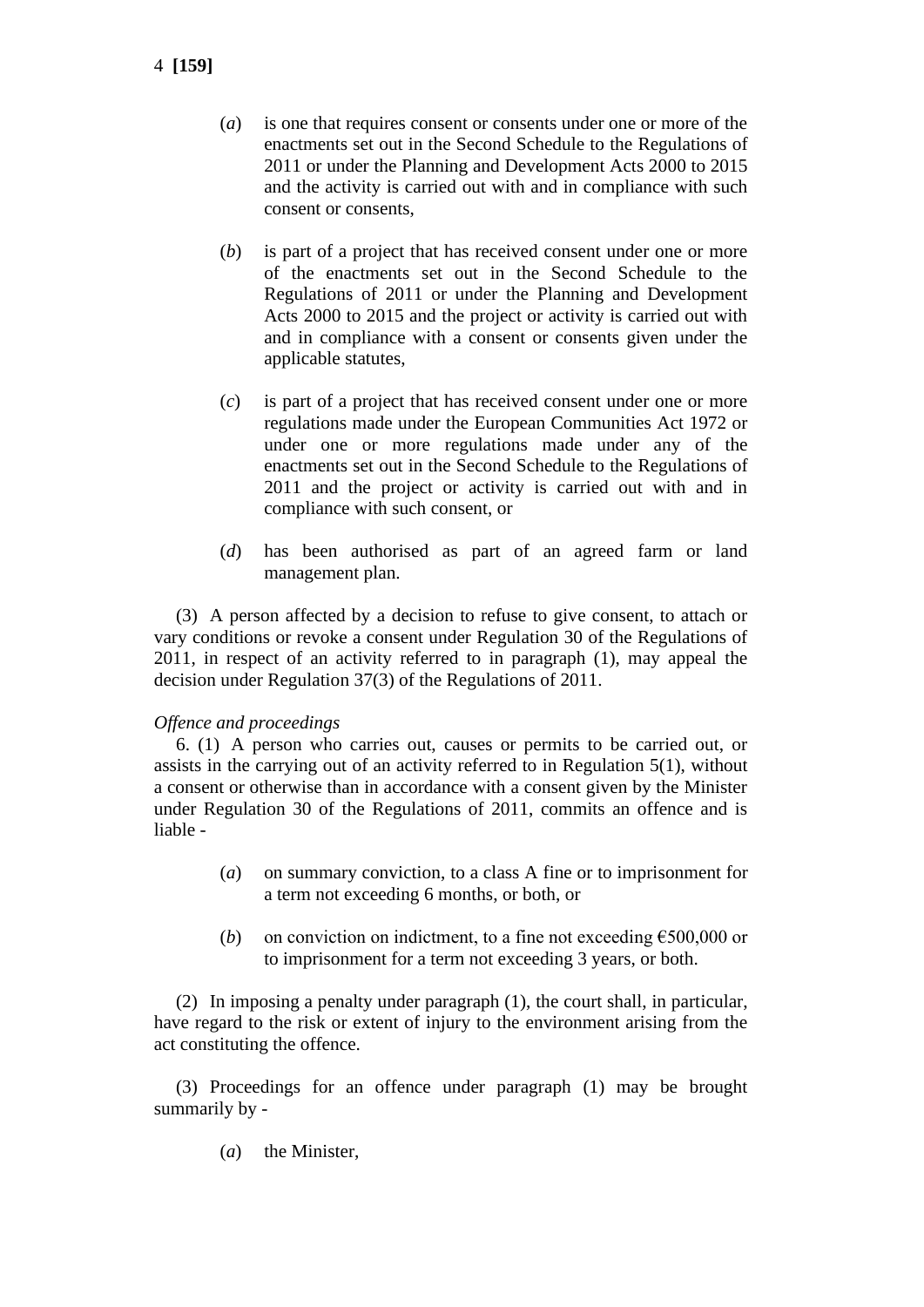(*a*) is one that requires consent or consents under one or more of the enactments set out in the Second Schedule to the Regulations of 2011 or under the Planning and Development Acts 2000 to 2015 and the activity is carried out with and in compliance with such consent or consents,

(*b*) is part of a project that has received consent under one or more of the enactments set out in the Second Schedule to the Regulations of 2011 or under the Planning and Development Acts 2000 to 2015 and the project or activity is carried out with and in compliance with a consent or consents given under the applicable statutes,

(*c*) is part of a project that has received consent under one or more regulations made under the European Communities Act 1972 or under one or more regulations made under any of the enactments set out in the Second Schedule to the Regulations of 2011 and the project or activity is carried out with and in compliance with such consent, or

(*d*) has been authorised as part of an agreed farm or land management plan.

(3) A person affected by a decision to refuse to give consent, to attach or vary conditions or revoke a consent under Regulation 30 of the Regulations of 2011, in respect of an activity referred to in paragraph (1), may appeal the decision under Regulation 37(3) of the Regulations of 2011.

*Offence and proceedings*

6. (1) A person who carries out, causes or permits to be carried out, or assists in the carrying out of an activity referred to in Regulation 5(1), without a consent or otherwise than in accordance with a consent given by the Minister under Regulation 30 of the Regulations of 2011, commits an offence and is liable -

(*a*) on summary conviction, to a class A fine or to imprisonment for a term not exceeding 6 months, or both, or

(*b*) on conviction on indictment, to a fine not exceeding €500,000 or to imprisonment for a term not exceeding 3 years, or both.

(2) In imposing a penalty under paragraph (1), the court shall, in particular, have regard to the risk or extent of injury to the environment arising from the act constituting the offence.

(3) Proceedings for an offence under paragraph (1) may be brought summarily by -

(*a*) the Minister,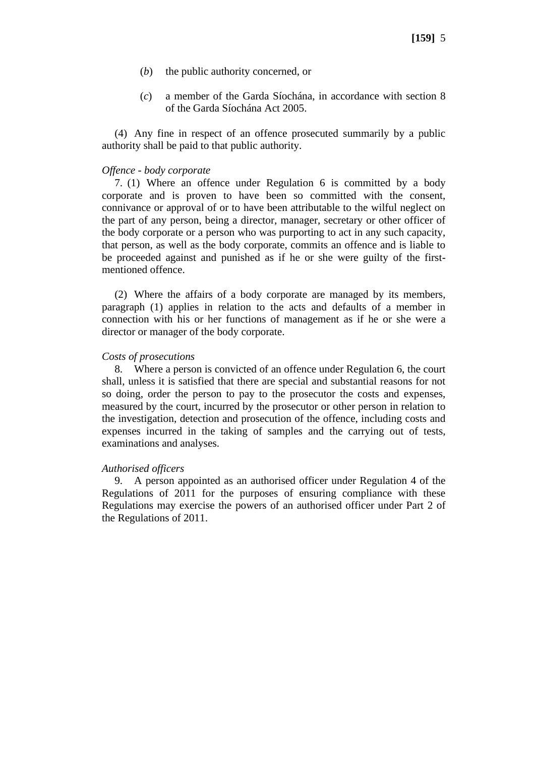(*b*) the public authority concerned, or

(*c*) a member of the Garda Síochána, in accordance with section 8 of the Garda Síochána Act 2005.

(4) Any fine in respect of an offence prosecuted summarily by a public authority shall be paid to that public authority.

*Offence - body corporate*

7. (1) Where an offence under Regulation 6 is committed by a body corporate and is proven to have been so committed with the consent, connivance or approval of or to have been attributable to the wilful neglect on the part of any person, being a director, manager, secretary or other officer of the body corporate or a person who was purporting to act in any such capacity, that person, as well as the body corporate, commits an offence and is liable to be proceeded against and punished as if he or she were guilty of the first-mentioned offence.

(2) Where the affairs of a body corporate are managed by its members, paragraph (1) applies in relation to the acts and defaults of a member in connection with his or her functions of management as if he or she were a director or manager of the body corporate.

*Costs of prosecutions*

8. Where a person is convicted of an offence under Regulation 6, the court shall, unless it is satisfied that there are special and substantial reasons for not so doing, order the person to pay to the prosecutor the costs and expenses, measured by the court, incurred by the prosecutor or other person in relation to the investigation, detection and prosecution of the offence, including costs and expenses incurred in the taking of samples and the carrying out of tests, examinations and analyses.

*Authorised officers*

9. A person appointed as an authorised officer under Regulation 4 of the Regulations of 2011 for the purposes of ensuring compliance with these Regulations may exercise the powers of an authorised officer under Part 2 of the Regulations of 2011.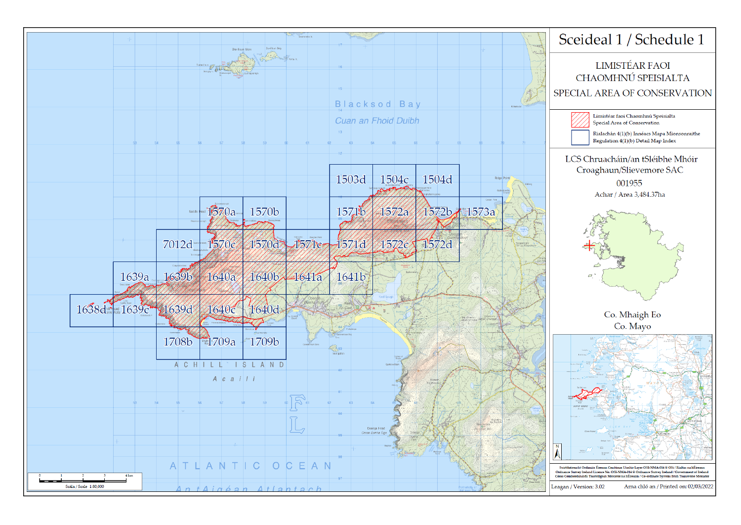# Sceideal 1 / Schedule 1

LIMISTÉAR FAOI CHAOMHNÚ SPEISIALTA

SPECIAL AREA OF CONSERVATION

Limistéar faoi Chaomhnú Speisialta
Special Area of Conservation

Rialachán 4(1)(b) Innéacs Mapa Mionsonraithe
Regulation 4(1)(b) Detail Map Index

LCS Chruacháin/an tSléibhe Mhóir
Croaghaun/Slievemore SAC
001955

Achar / Area 3,484.37ha

Co. Mhaigh Eo
Co. Mayo

Blacksod Bay
Cuan an Fhóid Duibh

ACHILL ISLAND
Acaill

ATLANTIC OCEAN
An tAigéan Atlantach

1503d, 1504c, 1504d, 1570a, 1570b, 1571b, 1572a, 1572b, 1573a, 7012d, 1570c, 1570d, 1571c, 1571d, 1572c, 1572d, 1639a, 1639b, 1640a, 1640b, 1641a, 1641b, 1638d, 1639c, 1639d, 1640c, 1640d, 1708b, 1709a, 1709b

Scála / Scale 1:80,000

Suirbhéireacht Ordanáis Éireann Ceadúnas Uimhir Layer OSI-NMA-014 © OSi / Rialtas na hÉireann
Ordnance Survey Ireland Licence No. OSI-NMA-014 © Ordnance Survey Ireland / Government of Ireland
Córas Comhordanáidí: Trasteilgean Mercator na hÉireann / Co-ordinate System: Irish Transverse Mercator

Leagan / Version: 3.02

Arna chló an / Printed on: 02/03/2022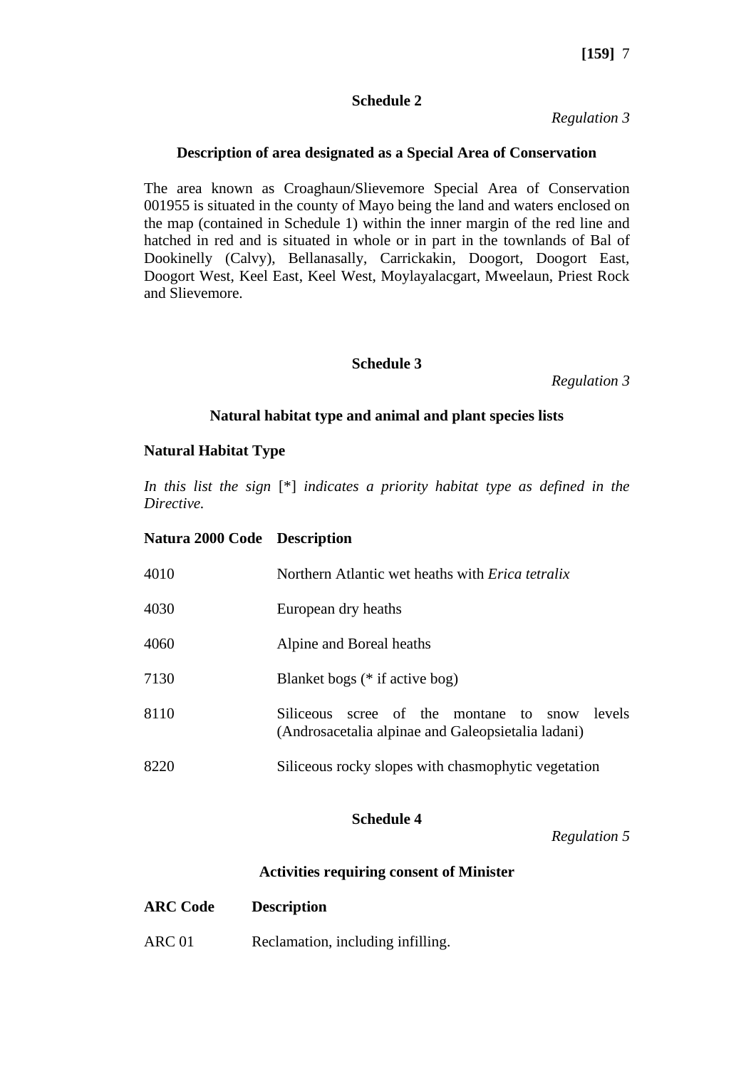## Schedule 2

*Regulation 3*

### Description of area designated as a Special Area of Conservation

The area known as Croaghaun/Slievemore Special Area of Conservation 001955 is situated in the county of Mayo being the land and waters enclosed on the map (contained in Schedule 1) within the inner margin of the red line and hatched in red and is situated in whole or in part in the townlands of Bal of Dookinelly (Calvy), Bellanasally, Carrickakin, Doogort, Doogort East, Doogort West, Keel East, Keel West, Moylayalacgart, Mweelaun, Priest Rock and Slievemore.

## Schedule 3

*Regulation 3*

### Natural habitat type and animal and plant species lists

**Natural Habitat Type**

*In this list the sign* [*] *indicates a priority habitat type as defined in the Directive.*

| Natura 2000 Code | Description |
|---|---|
| 4010 | Northern Atlantic wet heaths with *Erica tetralix* |
| 4030 | European dry heaths |
| 4060 | Alpine and Boreal heaths |
| 7130 | Blanket bogs (* if active bog) |
| 8110 | Siliceous scree of the montane to snow levels (Androsacetalia alpinae and Galeopsietalia ladani) |
| 8220 | Siliceous rocky slopes with chasmophytic vegetation |

## Schedule 4

*Regulation 5*

### Activities requiring consent of Minister

| ARC Code | Description |
|---|---|
| ARC 01 | Reclamation, including infilling. |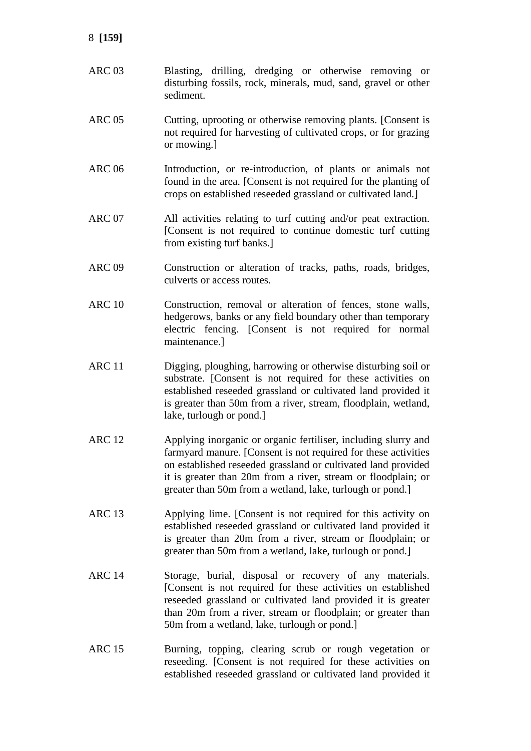| | |
|---|---|
| ARC 03 | Blasting, drilling, dredging or otherwise removing or disturbing fossils, rock, minerals, mud, sand, gravel or other sediment. |
| ARC 05 | Cutting, uprooting or otherwise removing plants. [Consent is not required for harvesting of cultivated crops, or for grazing or mowing.] |
| ARC 06 | Introduction, or re-introduction, of plants or animals not found in the area. [Consent is not required for the planting of crops on established reseeded grassland or cultivated land.] |
| ARC 07 | All activities relating to turf cutting and/or peat extraction. [Consent is not required to continue domestic turf cutting from existing turf banks.] |
| ARC 09 | Construction or alteration of tracks, paths, roads, bridges, culverts or access routes. |
| ARC 10 | Construction, removal or alteration of fences, stone walls, hedgerows, banks or any field boundary other than temporary electric fencing. [Consent is not required for normal maintenance.] |
| ARC 11 | Digging, ploughing, harrowing or otherwise disturbing soil or substrate. [Consent is not required for these activities on established reseeded grassland or cultivated land provided it is greater than 50m from a river, stream, floodplain, wetland, lake, turlough or pond.] |
| ARC 12 | Applying inorganic or organic fertiliser, including slurry and farmyard manure. [Consent is not required for these activities on established reseeded grassland or cultivated land provided it is greater than 20m from a river, stream or floodplain; or greater than 50m from a wetland, lake, turlough or pond.] |
| ARC 13 | Applying lime. [Consent is not required for this activity on established reseeded grassland or cultivated land provided it is greater than 20m from a river, stream or floodplain; or greater than 50m from a wetland, lake, turlough or pond.] |
| ARC 14 | Storage, burial, disposal or recovery of any materials. [Consent is not required for these activities on established reseeded grassland or cultivated land provided it is greater than 20m from a river, stream or floodplain; or greater than 50m from a wetland, lake, turlough or pond.] |
| ARC 15 | Burning, topping, clearing scrub or rough vegetation or reseeding. [Consent is not required for these activities on established reseeded grassland or cultivated land provided it |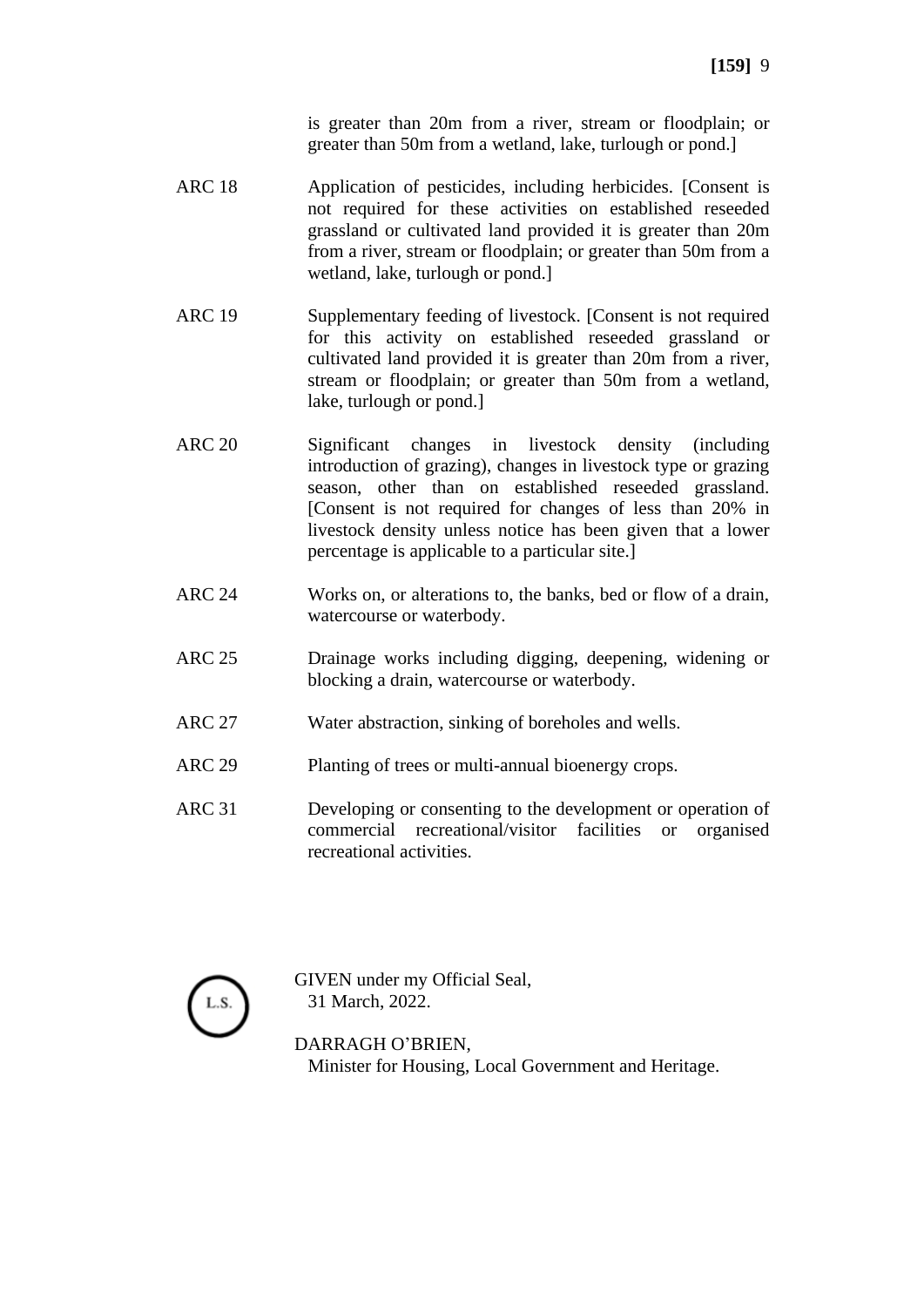is greater than 20m from a river, stream or floodplain; or greater than 50m from a wetland, lake, turlough or pond.]

| | |
|---|---|
| ARC 18 | Application of pesticides, including herbicides. [Consent is not required for these activities on established reseeded grassland or cultivated land provided it is greater than 20m from a river, stream or floodplain; or greater than 50m from a wetland, lake, turlough or pond.] |
| ARC 19 | Supplementary feeding of livestock. [Consent is not required for this activity on established reseeded grassland or cultivated land provided it is greater than 20m from a river, stream or floodplain; or greater than 50m from a wetland, lake, turlough or pond.] |
| ARC 20 | Significant changes in livestock density (including introduction of grazing), changes in livestock type or grazing season, other than on established reseeded grassland. [Consent is not required for changes of less than 20% in livestock density unless notice has been given that a lower percentage is applicable to a particular site.] |
| ARC 24 | Works on, or alterations to, the banks, bed or flow of a drain, watercourse or waterbody. |
| ARC 25 | Drainage works including digging, deepening, widening or blocking a drain, watercourse or waterbody. |
| ARC 27 | Water abstraction, sinking of boreholes and wells. |
| ARC 29 | Planting of trees or multi-annual bioenergy crops. |
| ARC 31 | Developing or consenting to the development or operation of commercial recreational/visitor facilities or organised recreational activities. |

L.S.

GIVEN under my Official Seal,
31 March, 2022.

DARRAGH O'BRIEN,
Minister for Housing, Local Government and Heritage.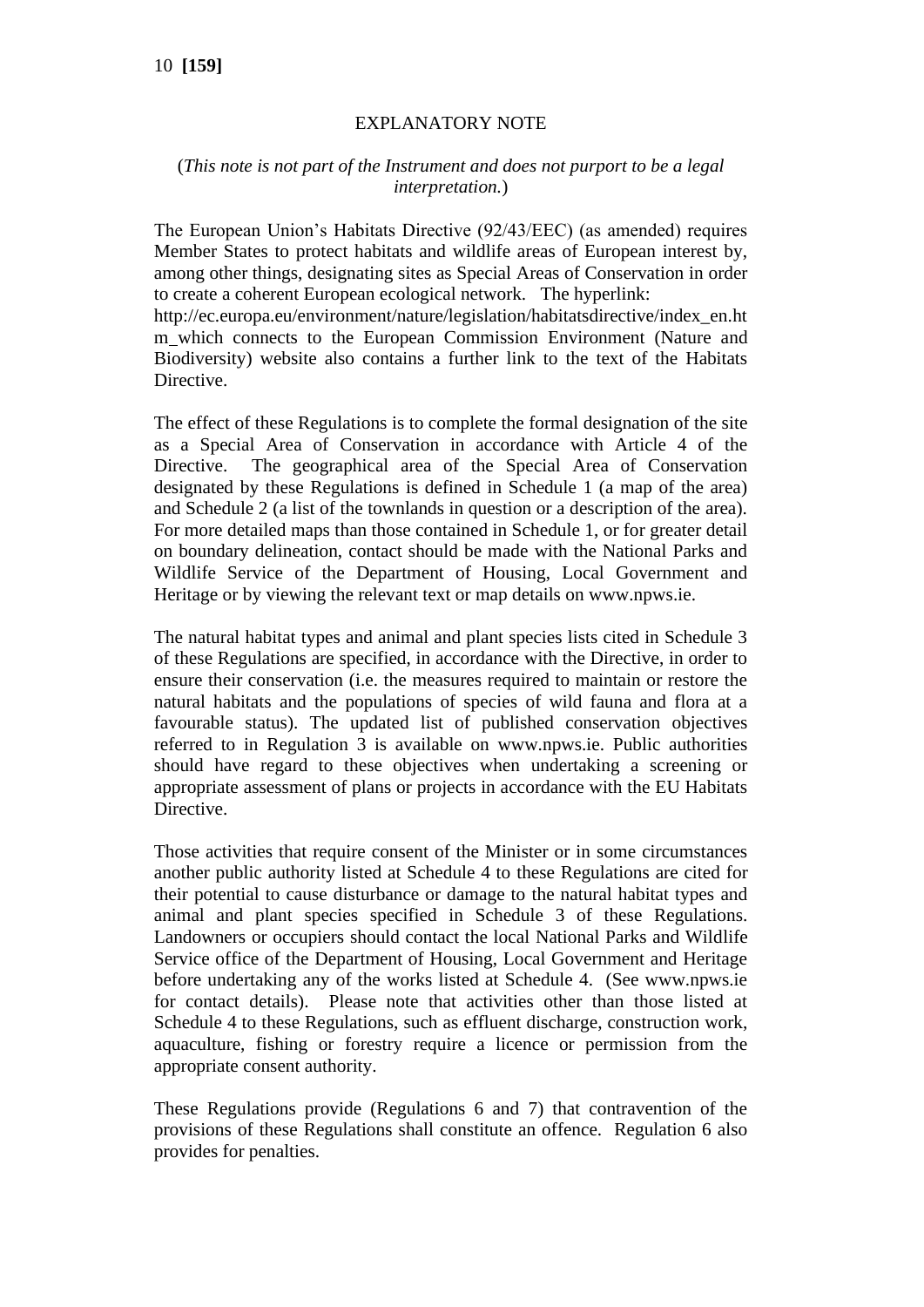## EXPLANATORY NOTE

(*This note is not part of the Instrument and does not purport to be a legal interpretation.*)

The European Union's Habitats Directive (92/43/EEC) (as amended) requires Member States to protect habitats and wildlife areas of European interest by, among other things, designating sites as Special Areas of Conservation in order to create a coherent European ecological network. The hyperlink: http://ec.europa.eu/environment/nature/legislation/habitatsdirective/index_en.htm_which connects to the European Commission Environment (Nature and Biodiversity) website also contains a further link to the text of the Habitats Directive.

The effect of these Regulations is to complete the formal designation of the site as a Special Area of Conservation in accordance with Article 4 of the Directive. The geographical area of the Special Area of Conservation designated by these Regulations is defined in Schedule 1 (a map of the area) and Schedule 2 (a list of the townlands in question or a description of the area). For more detailed maps than those contained in Schedule 1, or for greater detail on boundary delineation, contact should be made with the National Parks and Wildlife Service of the Department of Housing, Local Government and Heritage or by viewing the relevant text or map details on www.npws.ie.

The natural habitat types and animal and plant species lists cited in Schedule 3 of these Regulations are specified, in accordance with the Directive, in order to ensure their conservation (i.e. the measures required to maintain or restore the natural habitats and the populations of species of wild fauna and flora at a favourable status). The updated list of published conservation objectives referred to in Regulation 3 is available on www.npws.ie. Public authorities should have regard to these objectives when undertaking a screening or appropriate assessment of plans or projects in accordance with the EU Habitats Directive.

Those activities that require consent of the Minister or in some circumstances another public authority listed at Schedule 4 to these Regulations are cited for their potential to cause disturbance or damage to the natural habitat types and animal and plant species specified in Schedule 3 of these Regulations. Landowners or occupiers should contact the local National Parks and Wildlife Service office of the Department of Housing, Local Government and Heritage before undertaking any of the works listed at Schedule 4. (See www.npws.ie for contact details). Please note that activities other than those listed at Schedule 4 to these Regulations, such as effluent discharge, construction work, aquaculture, fishing or forestry require a licence or permission from the appropriate consent authority.

These Regulations provide (Regulations 6 and 7) that contravention of the provisions of these Regulations shall constitute an offence. Regulation 6 also provides for penalties.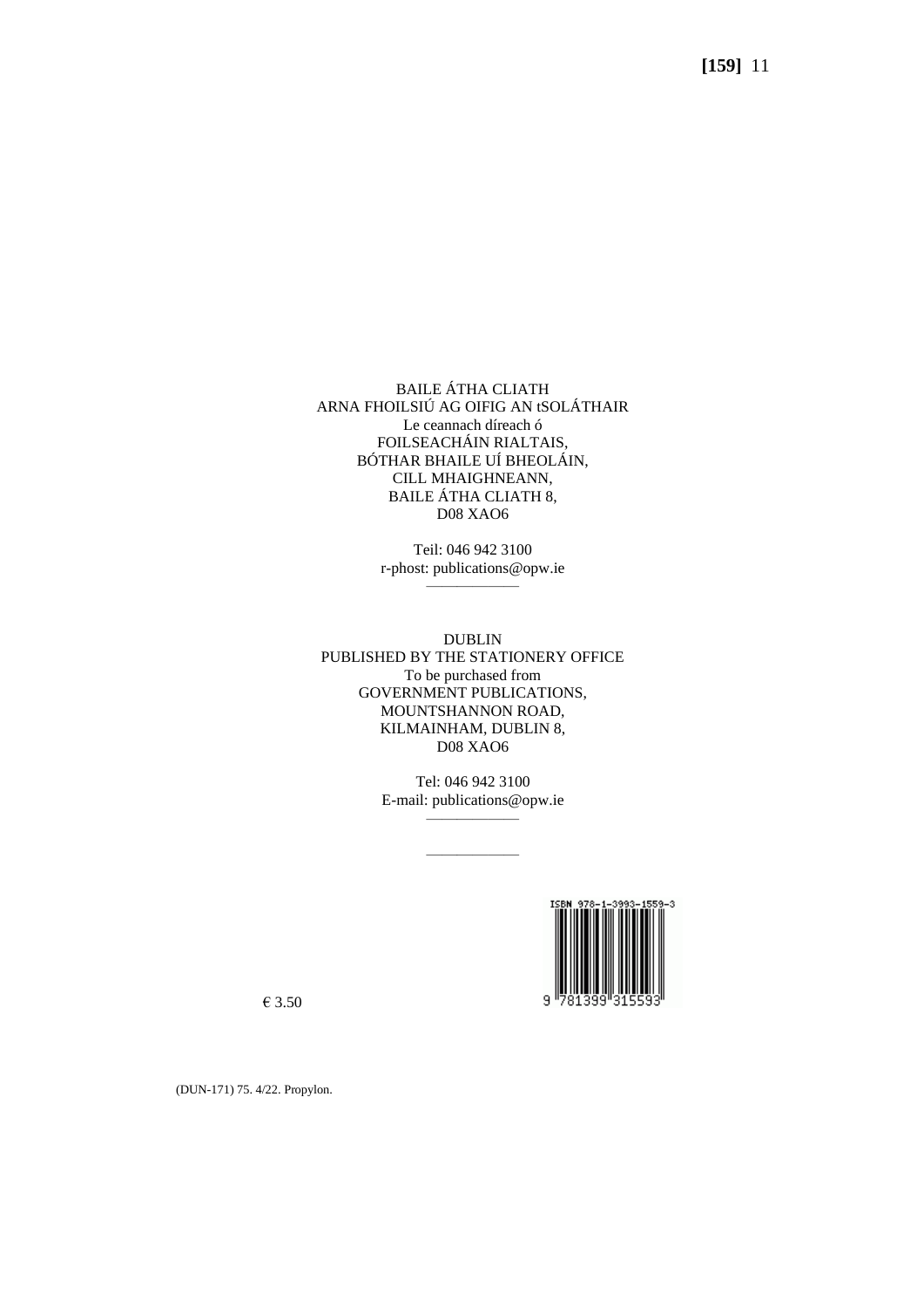BAILE ÁTHA CLIATH
ARNA FHOILSIÚ AG OIFIG AN tSOLÁTHAIR
Le ceannach díreach ó
FOILSEACHÁIN RIALTAIS,
BÓTHAR BHAILE UÍ BHEOLÁIN,
CILL MHAIGHNEANN,
BAILE ÁTHA CLIATH 8,
D08 XAO6

Teil: 046 942 3100
r-phost: publications@opw.ie

---

DUBLIN
PUBLISHED BY THE STATIONERY OFFICE
To be purchased from
GOVERNMENT PUBLICATIONS,
MOUNTSHANNON ROAD,
KILMAINHAM, DUBLIN 8,
D08 XAO6

Tel: 046 942 3100
E-mail: publications@opw.ie

---

---

ISBN 978-1-3993-1559-3

9 781399 315593

€ 3.50

(DUN-171) 75. 4/22. Propylon.